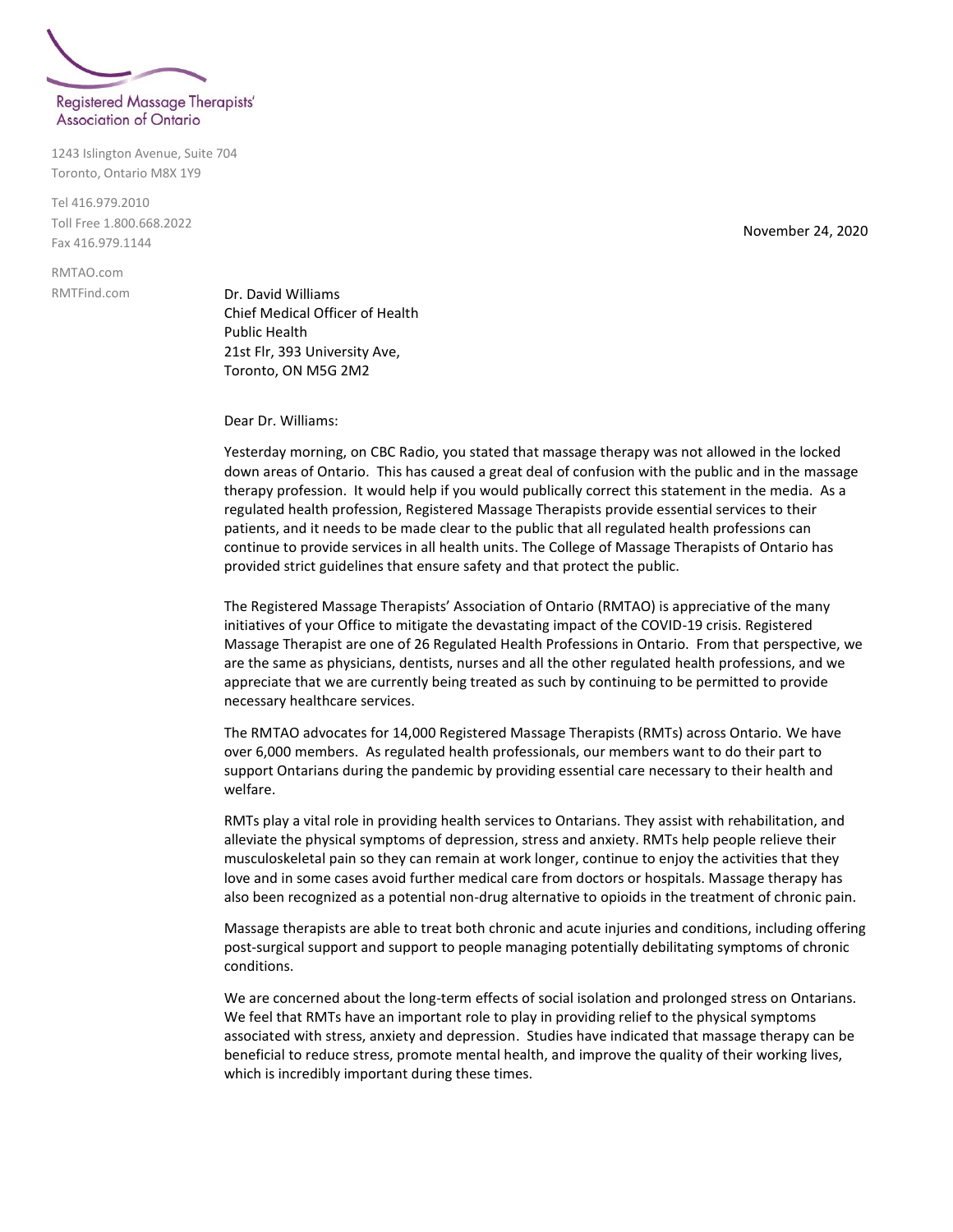Registered Massage Therapists' Association of Ontario

1243 Islington Avenue, Suite 704
Toronto, Ontario M8X 1Y9

Tel 416.979.2010
Toll Free 1.800.668.2022
Fax 416.979.1144

RMTAO.com
RMTFind.com

November 24, 2020

Dr. David Williams
Chief Medical Officer of Health
Public Health
21st Flr, 393 University Ave,
Toronto, ON M5G 2M2

Dear Dr. Williams:

Yesterday morning, on CBC Radio, you stated that massage therapy was not allowed in the locked down areas of Ontario. This has caused a great deal of confusion with the public and in the massage therapy profession. It would help if you would publically correct this statement in the media. As a regulated health profession, Registered Massage Therapists provide essential services to their patients, and it needs to be made clear to the public that all regulated health professions can continue to provide services in all health units. The College of Massage Therapists of Ontario has provided strict guidelines that ensure safety and that protect the public.

The Registered Massage Therapists' Association of Ontario (RMTAO) is appreciative of the many initiatives of your Office to mitigate the devastating impact of the COVID-19 crisis. Registered Massage Therapist are one of 26 Regulated Health Professions in Ontario. From that perspective, we are the same as physicians, dentists, nurses and all the other regulated health professions, and we appreciate that we are currently being treated as such by continuing to be permitted to provide necessary healthcare services.

The RMTAO advocates for 14,000 Registered Massage Therapists (RMTs) across Ontario. We have over 6,000 members. As regulated health professionals, our members want to do their part to support Ontarians during the pandemic by providing essential care necessary to their health and welfare.

RMTs play a vital role in providing health services to Ontarians. They assist with rehabilitation, and alleviate the physical symptoms of depression, stress and anxiety. RMTs help people relieve their musculoskeletal pain so they can remain at work longer, continue to enjoy the activities that they love and in some cases avoid further medical care from doctors or hospitals. Massage therapy has also been recognized as a potential non-drug alternative to opioids in the treatment of chronic pain.

Massage therapists are able to treat both chronic and acute injuries and conditions, including offering post-surgical support and support to people managing potentially debilitating symptoms of chronic conditions.

We are concerned about the long-term effects of social isolation and prolonged stress on Ontarians. We feel that RMTs have an important role to play in providing relief to the physical symptoms associated with stress, anxiety and depression. Studies have indicated that massage therapy can be beneficial to reduce stress, promote mental health, and improve the quality of their working lives, which is incredibly important during these times.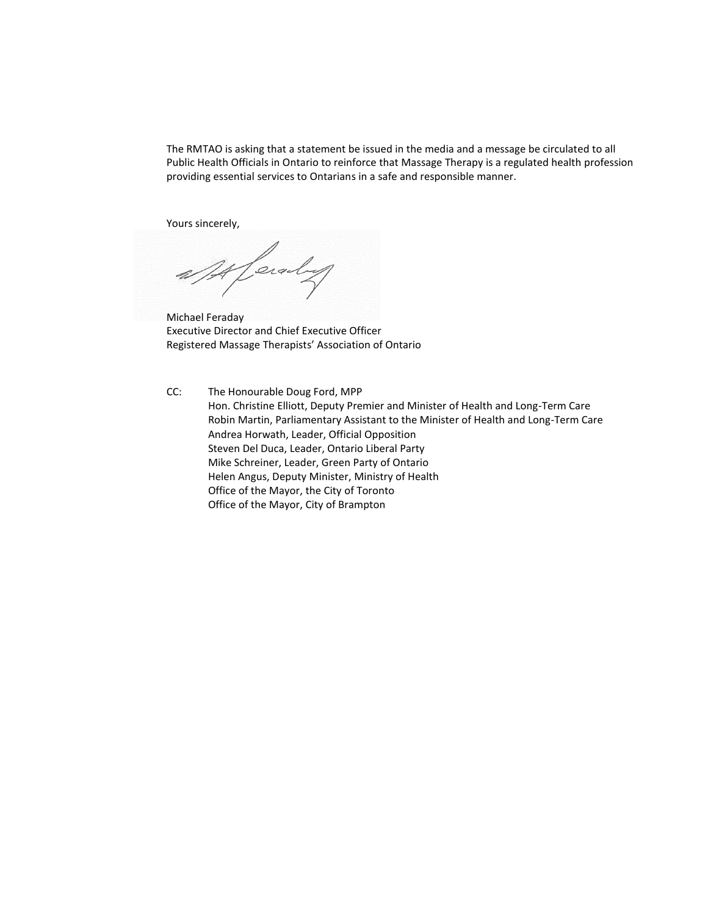The RMTAO is asking that a statement be issued in the media and a message be circulated to all Public Health Officials in Ontario to reinforce that Massage Therapy is a regulated health profession providing essential services to Ontarians in a safe and responsible manner.

Yours sincerely,

Michael Feraday
Executive Director and Chief Executive Officer
Registered Massage Therapists' Association of Ontario

CC: The Honourable Doug Ford, MPP
Hon. Christine Elliott, Deputy Premier and Minister of Health and Long-Term Care
Robin Martin, Parliamentary Assistant to the Minister of Health and Long-Term Care
Andrea Horwath, Leader, Official Opposition
Steven Del Duca, Leader, Ontario Liberal Party
Mike Schreiner, Leader, Green Party of Ontario
Helen Angus, Deputy Minister, Ministry of Health
Office of the Mayor, the City of Toronto
Office of the Mayor, City of Brampton